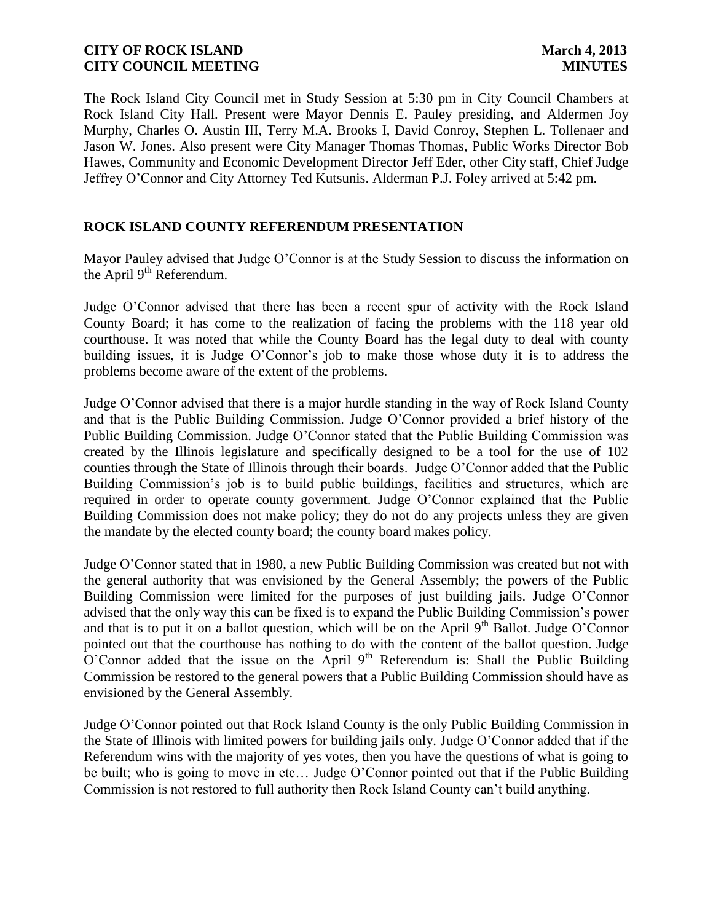The Rock Island City Council met in Study Session at 5:30 pm in City Council Chambers at Rock Island City Hall. Present were Mayor Dennis E. Pauley presiding, and Aldermen Joy Murphy, Charles O. Austin III, Terry M.A. Brooks I, David Conroy, Stephen L. Tollenaer and Jason W. Jones. Also present were City Manager Thomas Thomas, Public Works Director Bob Hawes, Community and Economic Development Director Jeff Eder, other City staff, Chief Judge Jeffrey O'Connor and City Attorney Ted Kutsunis. Alderman P.J. Foley arrived at 5:42 pm.

## ROCK ISLAND COUNTY REFERENDUM PRESENTATION

Mayor Pauley advised that Judge O'Connor is at the Study Session to discuss the information on the April 9th Referendum.

Judge O'Connor advised that there has been a recent spur of activity with the Rock Island County Board; it has come to the realization of facing the problems with the 118 year old courthouse. It was noted that while the County Board has the legal duty to deal with county building issues, it is Judge O'Connor's job to make those whose duty it is to address the problems become aware of the extent of the problems.

Judge O'Connor advised that there is a major hurdle standing in the way of Rock Island County and that is the Public Building Commission. Judge O'Connor provided a brief history of the Public Building Commission. Judge O'Connor stated that the Public Building Commission was created by the Illinois legislature and specifically designed to be a tool for the use of 102 counties through the State of Illinois through their boards. Judge O'Connor added that the Public Building Commission's job is to build public buildings, facilities and structures, which are required in order to operate county government. Judge O'Connor explained that the Public Building Commission does not make policy; they do not do any projects unless they are given the mandate by the elected county board; the county board makes policy.

Judge O'Connor stated that in 1980, a new Public Building Commission was created but not with the general authority that was envisioned by the General Assembly; the powers of the Public Building Commission were limited for the purposes of just building jails. Judge O'Connor advised that the only way this can be fixed is to expand the Public Building Commission's power and that is to put it on a ballot question, which will be on the April 9th Ballot. Judge O'Connor pointed out that the courthouse has nothing to do with the content of the ballot question. Judge O'Connor added that the issue on the April 9th Referendum is: Shall the Public Building Commission be restored to the general powers that a Public Building Commission should have as envisioned by the General Assembly.

Judge O'Connor pointed out that Rock Island County is the only Public Building Commission in the State of Illinois with limited powers for building jails only. Judge O'Connor added that if the Referendum wins with the majority of yes votes, then you have the questions of what is going to be built; who is going to move in etc… Judge O'Connor pointed out that if the Public Building Commission is not restored to full authority then Rock Island County can't build anything.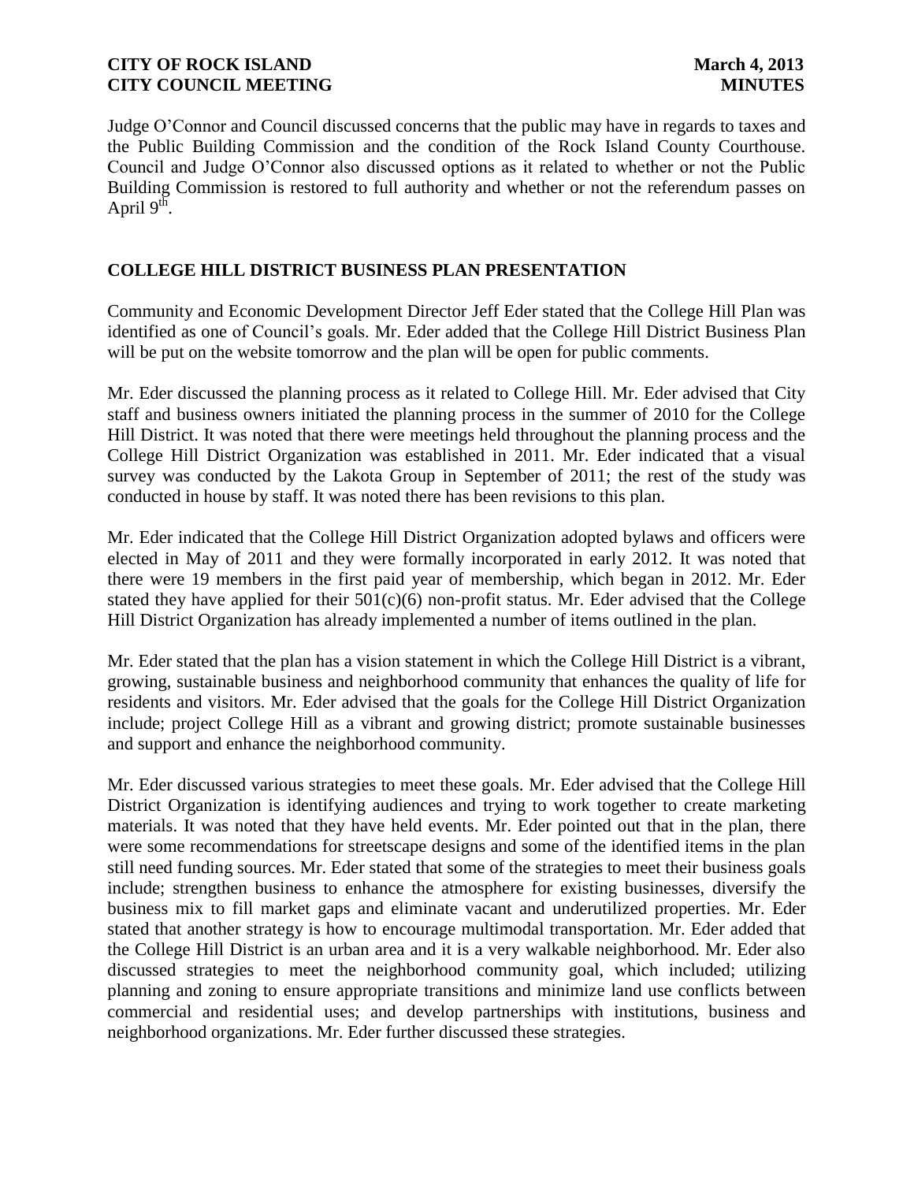Judge O'Connor and Council discussed concerns that the public may have in regards to taxes and the Public Building Commission and the condition of the Rock Island County Courthouse. Council and Judge O'Connor also discussed options as it related to whether or not the Public Building Commission is restored to full authority and whether or not the referendum passes on April 9th.

## COLLEGE HILL DISTRICT BUSINESS PLAN PRESENTATION

Community and Economic Development Director Jeff Eder stated that the College Hill Plan was identified as one of Council's goals. Mr. Eder added that the College Hill District Business Plan will be put on the website tomorrow and the plan will be open for public comments.

Mr. Eder discussed the planning process as it related to College Hill. Mr. Eder advised that City staff and business owners initiated the planning process in the summer of 2010 for the College Hill District. It was noted that there were meetings held throughout the planning process and the College Hill District Organization was established in 2011. Mr. Eder indicated that a visual survey was conducted by the Lakota Group in September of 2011; the rest of the study was conducted in house by staff. It was noted there has been revisions to this plan.

Mr. Eder indicated that the College Hill District Organization adopted bylaws and officers were elected in May of 2011 and they were formally incorporated in early 2012. It was noted that there were 19 members in the first paid year of membership, which began in 2012. Mr. Eder stated they have applied for their 501(c)(6) non-profit status. Mr. Eder advised that the College Hill District Organization has already implemented a number of items outlined in the plan.

Mr. Eder stated that the plan has a vision statement in which the College Hill District is a vibrant, growing, sustainable business and neighborhood community that enhances the quality of life for residents and visitors. Mr. Eder advised that the goals for the College Hill District Organization include; project College Hill as a vibrant and growing district; promote sustainable businesses and support and enhance the neighborhood community.

Mr. Eder discussed various strategies to meet these goals. Mr. Eder advised that the College Hill District Organization is identifying audiences and trying to work together to create marketing materials. It was noted that they have held events. Mr. Eder pointed out that in the plan, there were some recommendations for streetscape designs and some of the identified items in the plan still need funding sources. Mr. Eder stated that some of the strategies to meet their business goals include; strengthen business to enhance the atmosphere for existing businesses, diversify the business mix to fill market gaps and eliminate vacant and underutilized properties. Mr. Eder stated that another strategy is how to encourage multimodal transportation. Mr. Eder added that the College Hill District is an urban area and it is a very walkable neighborhood. Mr. Eder also discussed strategies to meet the neighborhood community goal, which included; utilizing planning and zoning to ensure appropriate transitions and minimize land use conflicts between commercial and residential uses; and develop partnerships with institutions, business and neighborhood organizations. Mr. Eder further discussed these strategies.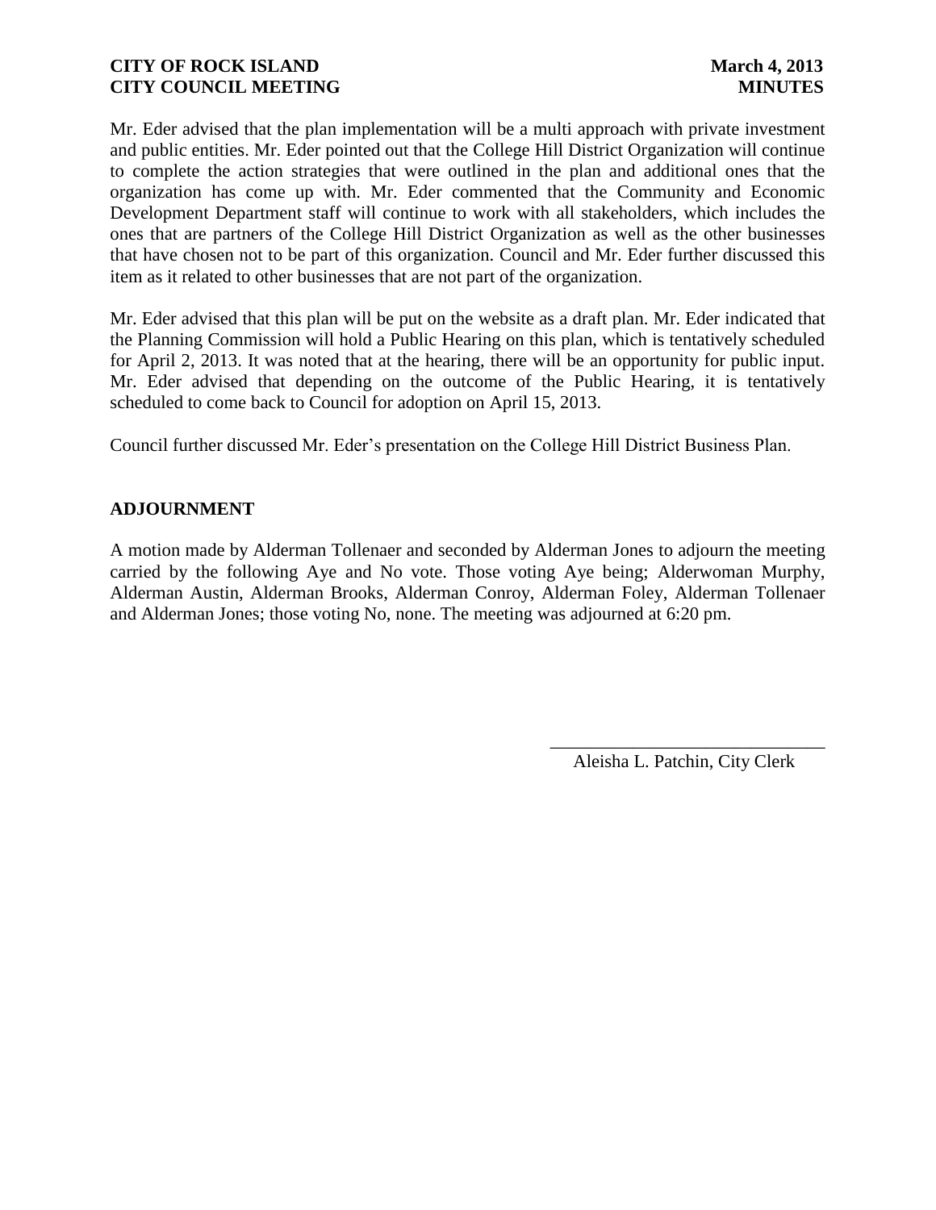Mr. Eder advised that the plan implementation will be a multi approach with private investment and public entities. Mr. Eder pointed out that the College Hill District Organization will continue to complete the action strategies that were outlined in the plan and additional ones that the organization has come up with. Mr. Eder commented that the Community and Economic Development Department staff will continue to work with all stakeholders, which includes the ones that are partners of the College Hill District Organization as well as the other businesses that have chosen not to be part of this organization. Council and Mr. Eder further discussed this item as it related to other businesses that are not part of the organization.

Mr. Eder advised that this plan will be put on the website as a draft plan. Mr. Eder indicated that the Planning Commission will hold a Public Hearing on this plan, which is tentatively scheduled for April 2, 2013. It was noted that at the hearing, there will be an opportunity for public input. Mr. Eder advised that depending on the outcome of the Public Hearing, it is tentatively scheduled to come back to Council for adoption on April 15, 2013.

Council further discussed Mr. Eder's presentation on the College Hill District Business Plan.

## ADJOURNMENT

A motion made by Alderman Tollenaer and seconded by Alderman Jones to adjourn the meeting carried by the following Aye and No vote. Those voting Aye being; Alderwoman Murphy, Alderman Austin, Alderman Brooks, Alderman Conroy, Alderman Foley, Alderman Tollenaer and Alderman Jones; those voting No, none. The meeting was adjourned at 6:20 pm.

\_\_\_\_\_\_\_\_\_\_\_\_\_\_\_\_\_\_\_\_\_\_\_\_\_\_\_\_\_\_

Aleisha L. Patchin, City Clerk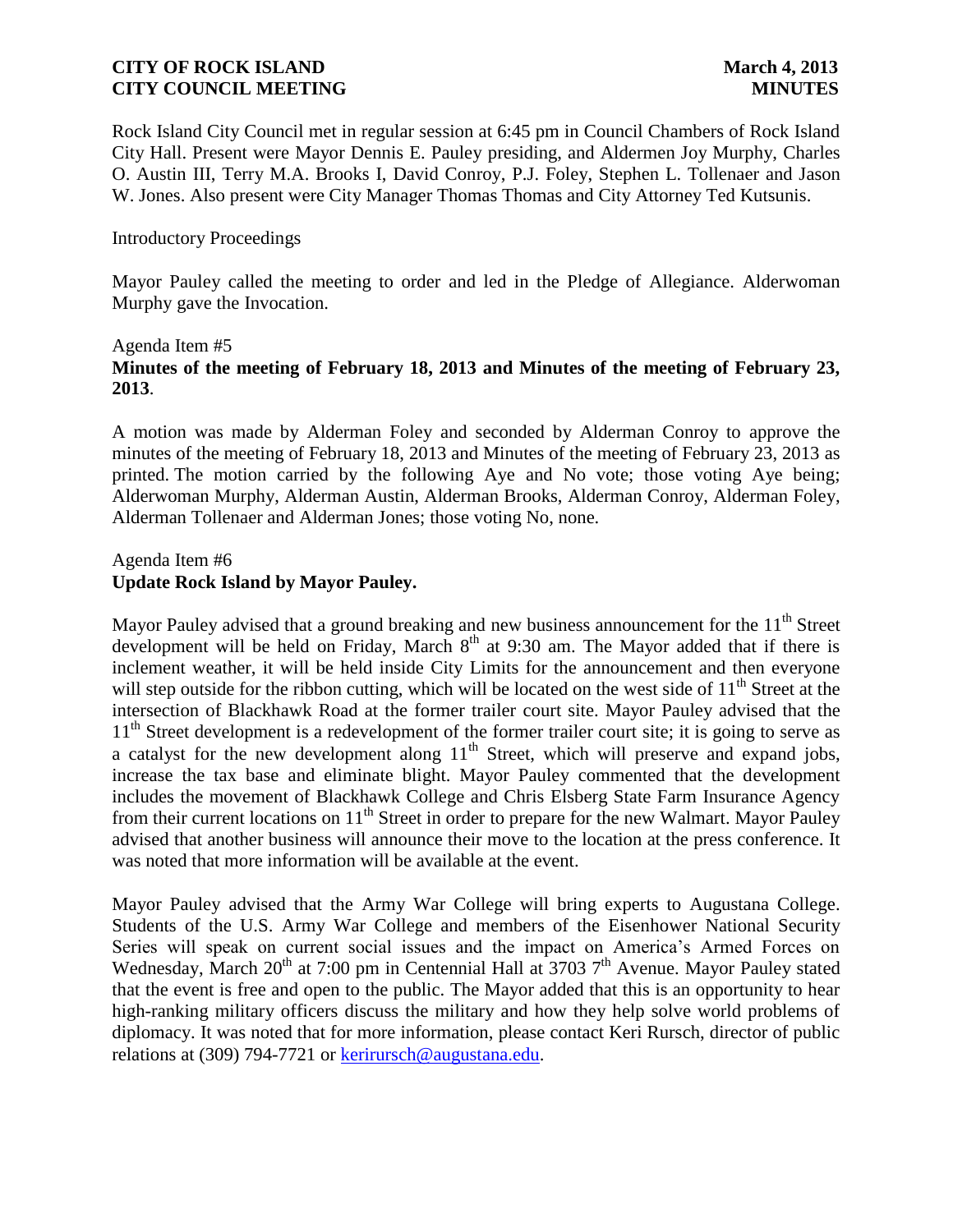Rock Island City Council met in regular session at 6:45 pm in Council Chambers of Rock Island City Hall. Present were Mayor Dennis E. Pauley presiding, and Aldermen Joy Murphy, Charles O. Austin III, Terry M.A. Brooks I, David Conroy, P.J. Foley, Stephen L. Tollenaer and Jason W. Jones. Also present were City Manager Thomas Thomas and City Attorney Ted Kutsunis.

Introductory Proceedings

Mayor Pauley called the meeting to order and led in the Pledge of Allegiance. Alderwoman Murphy gave the Invocation.

Agenda Item #5
**Minutes of the meeting of February 18, 2013 and Minutes of the meeting of February 23, 2013**.

A motion was made by Alderman Foley and seconded by Alderman Conroy to approve the minutes of the meeting of February 18, 2013 and Minutes of the meeting of February 23, 2013 as printed. The motion carried by the following Aye and No vote; those voting Aye being; Alderwoman Murphy, Alderman Austin, Alderman Brooks, Alderman Conroy, Alderman Foley, Alderman Tollenaer and Alderman Jones; those voting No, none.

Agenda Item #6
**Update Rock Island by Mayor Pauley.**

Mayor Pauley advised that a ground breaking and new business announcement for the 11th Street development will be held on Friday, March 8th at 9:30 am. The Mayor added that if there is inclement weather, it will be held inside City Limits for the announcement and then everyone will step outside for the ribbon cutting, which will be located on the west side of 11th Street at the intersection of Blackhawk Road at the former trailer court site. Mayor Pauley advised that the 11th Street development is a redevelopment of the former trailer court site; it is going to serve as a catalyst for the new development along 11th Street, which will preserve and expand jobs, increase the tax base and eliminate blight. Mayor Pauley commented that the development includes the movement of Blackhawk College and Chris Elsberg State Farm Insurance Agency from their current locations on 11th Street in order to prepare for the new Walmart. Mayor Pauley advised that another business will announce their move to the location at the press conference. It was noted that more information will be available at the event.

Mayor Pauley advised that the Army War College will bring experts to Augustana College. Students of the U.S. Army War College and members of the Eisenhower National Security Series will speak on current social issues and the impact on America's Armed Forces on Wednesday, March 20th at 7:00 pm in Centennial Hall at 3703 7th Avenue. Mayor Pauley stated that the event is free and open to the public. The Mayor added that this is an opportunity to hear high-ranking military officers discuss the military and how they help solve world problems of diplomacy. It was noted that for more information, please contact Keri Rursch, director of public relations at (309) 794-7721 or kerirursch@augustana.edu.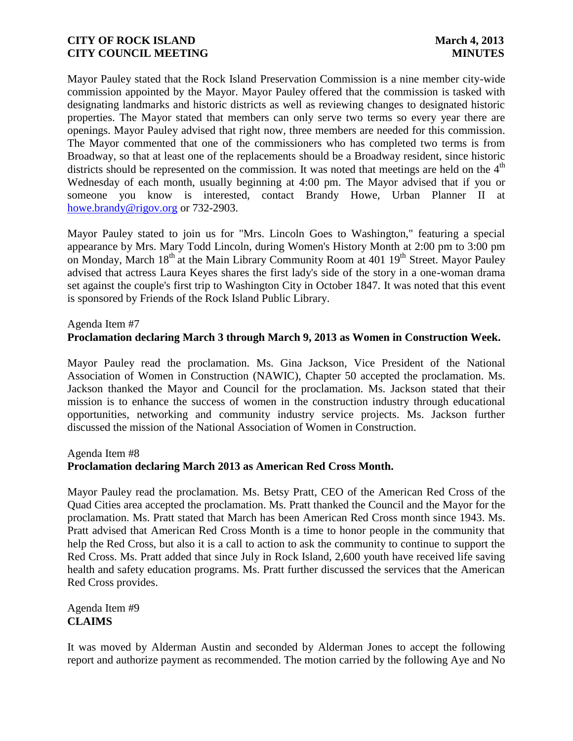Mayor Pauley stated that the Rock Island Preservation Commission is a nine member city-wide commission appointed by the Mayor. Mayor Pauley offered that the commission is tasked with designating landmarks and historic districts as well as reviewing changes to designated historic properties. The Mayor stated that members can only serve two terms so every year there are openings. Mayor Pauley advised that right now, three members are needed for this commission. The Mayor commented that one of the commissioners who has completed two terms is from Broadway, so that at least one of the replacements should be a Broadway resident, since historic districts should be represented on the commission. It was noted that meetings are held on the 4th Wednesday of each month, usually beginning at 4:00 pm. The Mayor advised that if you or someone you know is interested, contact Brandy Howe, Urban Planner II at howe.brandy@rigov.org or 732-2903.

Mayor Pauley stated to join us for "Mrs. Lincoln Goes to Washington," featuring a special appearance by Mrs. Mary Todd Lincoln, during Women's History Month at 2:00 pm to 3:00 pm on Monday, March 18th at the Main Library Community Room at 401 19th Street. Mayor Pauley advised that actress Laura Keyes shares the first lady's side of the story in a one-woman drama set against the couple's first trip to Washington City in October 1847. It was noted that this event is sponsored by Friends of the Rock Island Public Library.

Agenda Item #7
**Proclamation declaring March 3 through March 9, 2013 as Women in Construction Week.**

Mayor Pauley read the proclamation. Ms. Gina Jackson, Vice President of the National Association of Women in Construction (NAWIC), Chapter 50 accepted the proclamation. Ms. Jackson thanked the Mayor and Council for the proclamation. Ms. Jackson stated that their mission is to enhance the success of women in the construction industry through educational opportunities, networking and community industry service projects. Ms. Jackson further discussed the mission of the National Association of Women in Construction.

Agenda Item #8
**Proclamation declaring March 2013 as American Red Cross Month.**

Mayor Pauley read the proclamation. Ms. Betsy Pratt, CEO of the American Red Cross of the Quad Cities area accepted the proclamation. Ms. Pratt thanked the Council and the Mayor for the proclamation. Ms. Pratt stated that March has been American Red Cross month since 1943. Ms. Pratt advised that American Red Cross Month is a time to honor people in the community that help the Red Cross, but also it is a call to action to ask the community to continue to support the Red Cross. Ms. Pratt added that since July in Rock Island, 2,600 youth have received life saving health and safety education programs. Ms. Pratt further discussed the services that the American Red Cross provides.

Agenda Item #9
**CLAIMS**

It was moved by Alderman Austin and seconded by Alderman Jones to accept the following report and authorize payment as recommended. The motion carried by the following Aye and No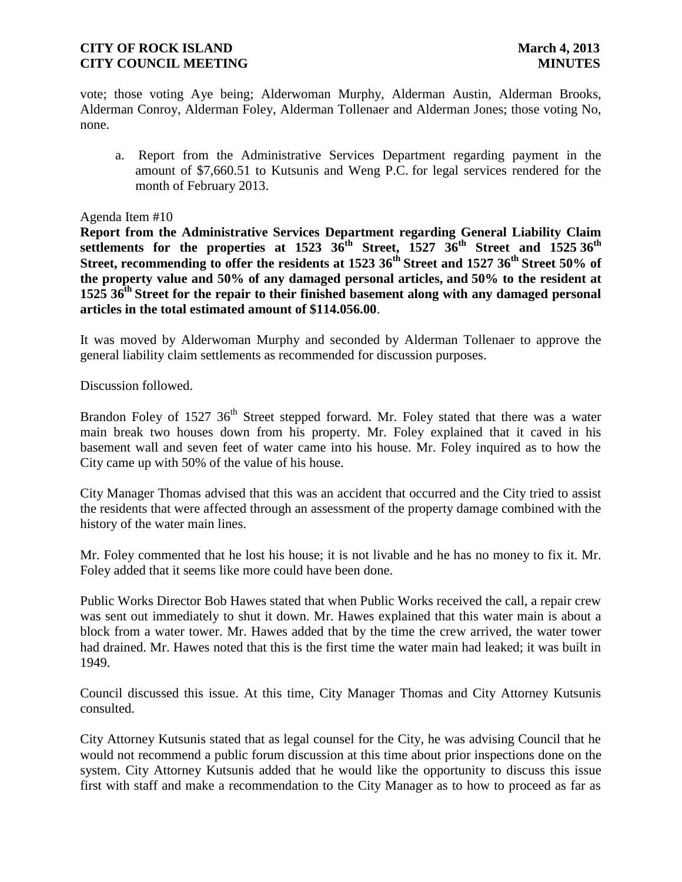vote; those voting Aye being; Alderwoman Murphy, Alderman Austin, Alderman Brooks, Alderman Conroy, Alderman Foley, Alderman Tollenaer and Alderman Jones; those voting No, none.

a. Report from the Administrative Services Department regarding payment in the amount of $7,660.51 to Kutsunis and Weng P.C. for legal services rendered for the month of February 2013.

Agenda Item #10

**Report from the Administrative Services Department regarding General Liability Claim settlements for the properties at 1523 36th Street, 1527 36th Street and 1525 36th Street, recommending to offer the residents at 1523 36th Street and 1527 36th Street 50% of the property value and 50% of any damaged personal articles, and 50% to the resident at 1525 36th Street for the repair to their finished basement along with any damaged personal articles in the total estimated amount of $114.056.00**.

It was moved by Alderwoman Murphy and seconded by Alderman Tollenaer to approve the general liability claim settlements as recommended for discussion purposes.

Discussion followed.

Brandon Foley of 1527 36th Street stepped forward. Mr. Foley stated that there was a water main break two houses down from his property. Mr. Foley explained that it caved in his basement wall and seven feet of water came into his house. Mr. Foley inquired as to how the City came up with 50% of the value of his house.

City Manager Thomas advised that this was an accident that occurred and the City tried to assist the residents that were affected through an assessment of the property damage combined with the history of the water main lines.

Mr. Foley commented that he lost his house; it is not livable and he has no money to fix it. Mr. Foley added that it seems like more could have been done.

Public Works Director Bob Hawes stated that when Public Works received the call, a repair crew was sent out immediately to shut it down. Mr. Hawes explained that this water main is about a block from a water tower. Mr. Hawes added that by the time the crew arrived, the water tower had drained. Mr. Hawes noted that this is the first time the water main had leaked; it was built in 1949.

Council discussed this issue. At this time, City Manager Thomas and City Attorney Kutsunis consulted.

City Attorney Kutsunis stated that as legal counsel for the City, he was advising Council that he would not recommend a public forum discussion at this time about prior inspections done on the system. City Attorney Kutsunis added that he would like the opportunity to discuss this issue first with staff and make a recommendation to the City Manager as to how to proceed as far as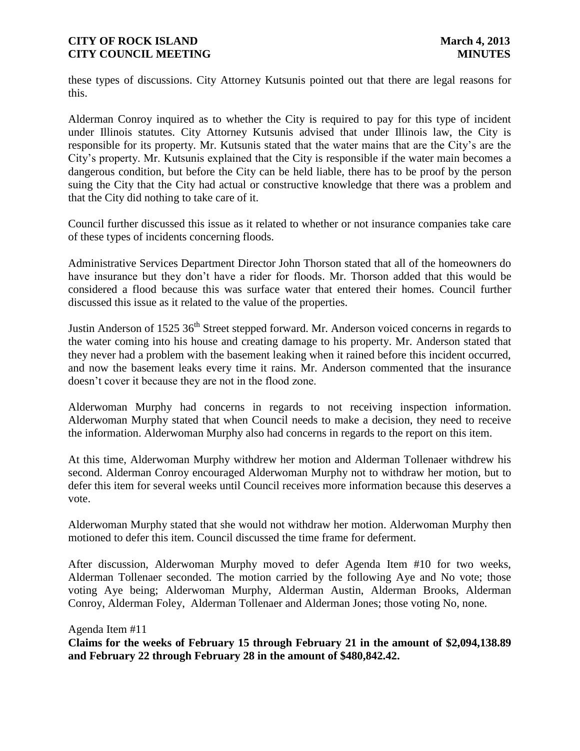these types of discussions. City Attorney Kutsunis pointed out that there are legal reasons for this.

Alderman Conroy inquired as to whether the City is required to pay for this type of incident under Illinois statutes. City Attorney Kutsunis advised that under Illinois law, the City is responsible for its property. Mr. Kutsunis stated that the water mains that are the City's are the City's property. Mr. Kutsunis explained that the City is responsible if the water main becomes a dangerous condition, but before the City can be held liable, there has to be proof by the person suing the City that the City had actual or constructive knowledge that there was a problem and that the City did nothing to take care of it.

Council further discussed this issue as it related to whether or not insurance companies take care of these types of incidents concerning floods.

Administrative Services Department Director John Thorson stated that all of the homeowners do have insurance but they don't have a rider for floods. Mr. Thorson added that this would be considered a flood because this was surface water that entered their homes. Council further discussed this issue as it related to the value of the properties.

Justin Anderson of 1525 36th Street stepped forward. Mr. Anderson voiced concerns in regards to the water coming into his house and creating damage to his property. Mr. Anderson stated that they never had a problem with the basement leaking when it rained before this incident occurred, and now the basement leaks every time it rains. Mr. Anderson commented that the insurance doesn't cover it because they are not in the flood zone.

Alderwoman Murphy had concerns in regards to not receiving inspection information. Alderwoman Murphy stated that when Council needs to make a decision, they need to receive the information. Alderwoman Murphy also had concerns in regards to the report on this item.

At this time, Alderwoman Murphy withdrew her motion and Alderman Tollenaer withdrew his second. Alderman Conroy encouraged Alderwoman Murphy not to withdraw her motion, but to defer this item for several weeks until Council receives more information because this deserves a vote.

Alderwoman Murphy stated that she would not withdraw her motion. Alderwoman Murphy then motioned to defer this item. Council discussed the time frame for deferment.

After discussion, Alderwoman Murphy moved to defer Agenda Item #10 for two weeks, Alderman Tollenaer seconded. The motion carried by the following Aye and No vote; those voting Aye being; Alderwoman Murphy, Alderman Austin, Alderman Brooks, Alderman Conroy, Alderman Foley, Alderman Tollenaer and Alderman Jones; those voting No, none.

Agenda Item #11

**Claims for the weeks of February 15 through February 21 in the amount of $2,094,138.89 and February 22 through February 28 in the amount of $480,842.42.**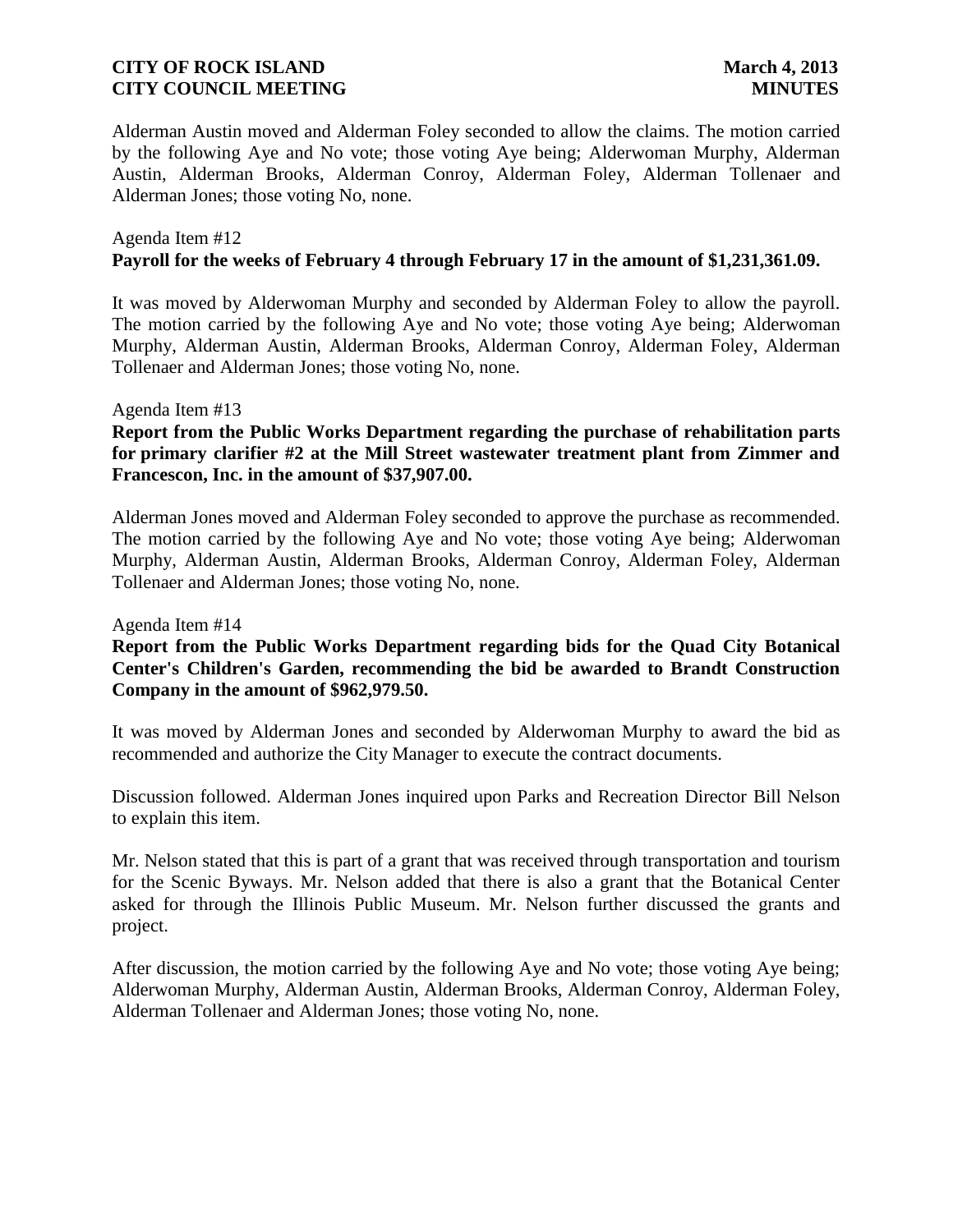Alderman Austin moved and Alderman Foley seconded to allow the claims. The motion carried by the following Aye and No vote; those voting Aye being; Alderwoman Murphy, Alderman Austin, Alderman Brooks, Alderman Conroy, Alderman Foley, Alderman Tollenaer and Alderman Jones; those voting No, none.

Agenda Item #12
**Payroll for the weeks of February 4 through February 17 in the amount of $1,231,361.09.**

It was moved by Alderwoman Murphy and seconded by Alderman Foley to allow the payroll. The motion carried by the following Aye and No vote; those voting Aye being; Alderwoman Murphy, Alderman Austin, Alderman Brooks, Alderman Conroy, Alderman Foley, Alderman Tollenaer and Alderman Jones; those voting No, none.

Agenda Item #13
**Report from the Public Works Department regarding the purchase of rehabilitation parts for primary clarifier #2 at the Mill Street wastewater treatment plant from Zimmer and Francescon, Inc. in the amount of $37,907.00.**

Alderman Jones moved and Alderman Foley seconded to approve the purchase as recommended. The motion carried by the following Aye and No vote; those voting Aye being; Alderwoman Murphy, Alderman Austin, Alderman Brooks, Alderman Conroy, Alderman Foley, Alderman Tollenaer and Alderman Jones; those voting No, none.

Agenda Item #14
**Report from the Public Works Department regarding bids for the Quad City Botanical Center's Children's Garden, recommending the bid be awarded to Brandt Construction Company in the amount of $962,979.50.**

It was moved by Alderman Jones and seconded by Alderwoman Murphy to award the bid as recommended and authorize the City Manager to execute the contract documents.

Discussion followed. Alderman Jones inquired upon Parks and Recreation Director Bill Nelson to explain this item.

Mr. Nelson stated that this is part of a grant that was received through transportation and tourism for the Scenic Byways. Mr. Nelson added that there is also a grant that the Botanical Center asked for through the Illinois Public Museum. Mr. Nelson further discussed the grants and project.

After discussion, the motion carried by the following Aye and No vote; those voting Aye being; Alderwoman Murphy, Alderman Austin, Alderman Brooks, Alderman Conroy, Alderman Foley, Alderman Tollenaer and Alderman Jones; those voting No, none.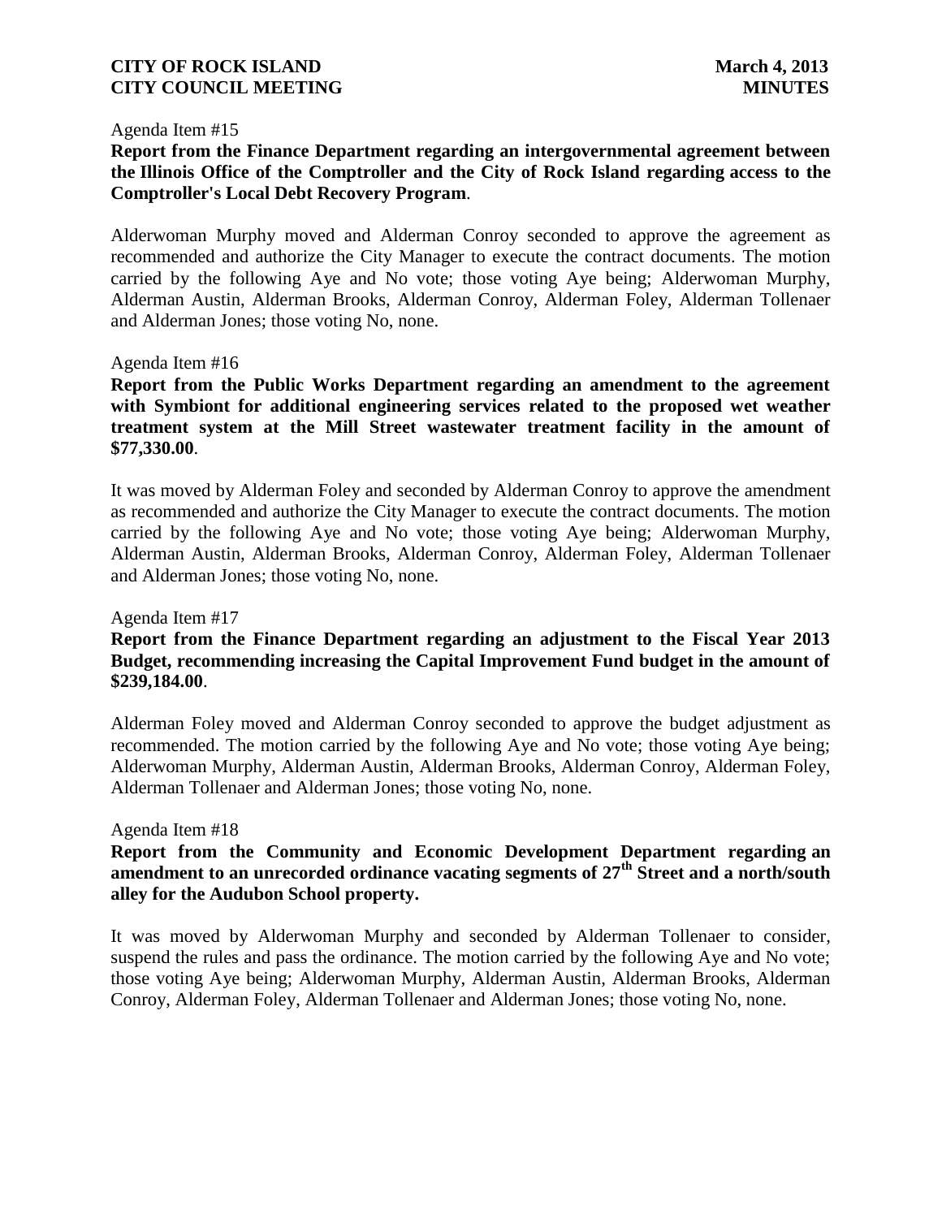Agenda Item #15

**Report from the Finance Department regarding an intergovernmental agreement between the Illinois Office of the Comptroller and the City of Rock Island regarding access to the Comptroller's Local Debt Recovery Program**.

Alderwoman Murphy moved and Alderman Conroy seconded to approve the agreement as recommended and authorize the City Manager to execute the contract documents. The motion carried by the following Aye and No vote; those voting Aye being; Alderwoman Murphy, Alderman Austin, Alderman Brooks, Alderman Conroy, Alderman Foley, Alderman Tollenaer and Alderman Jones; those voting No, none.

Agenda Item #16

**Report from the Public Works Department regarding an amendment to the agreement with Symbiont for additional engineering services related to the proposed wet weather treatment system at the Mill Street wastewater treatment facility in the amount of $77,330.00**.

It was moved by Alderman Foley and seconded by Alderman Conroy to approve the amendment as recommended and authorize the City Manager to execute the contract documents. The motion carried by the following Aye and No vote; those voting Aye being; Alderwoman Murphy, Alderman Austin, Alderman Brooks, Alderman Conroy, Alderman Foley, Alderman Tollenaer and Alderman Jones; those voting No, none.

Agenda Item #17

**Report from the Finance Department regarding an adjustment to the Fiscal Year 2013 Budget, recommending increasing the Capital Improvement Fund budget in the amount of $239,184.00**.

Alderman Foley moved and Alderman Conroy seconded to approve the budget adjustment as recommended. The motion carried by the following Aye and No vote; those voting Aye being; Alderwoman Murphy, Alderman Austin, Alderman Brooks, Alderman Conroy, Alderman Foley, Alderman Tollenaer and Alderman Jones; those voting No, none.

Agenda Item #18

**Report from the Community and Economic Development Department regarding an amendment to an unrecorded ordinance vacating segments of 27th Street and a north/south alley for the Audubon School property.**

It was moved by Alderwoman Murphy and seconded by Alderman Tollenaer to consider, suspend the rules and pass the ordinance. The motion carried by the following Aye and No vote; those voting Aye being; Alderwoman Murphy, Alderman Austin, Alderman Brooks, Alderman Conroy, Alderman Foley, Alderman Tollenaer and Alderman Jones; those voting No, none.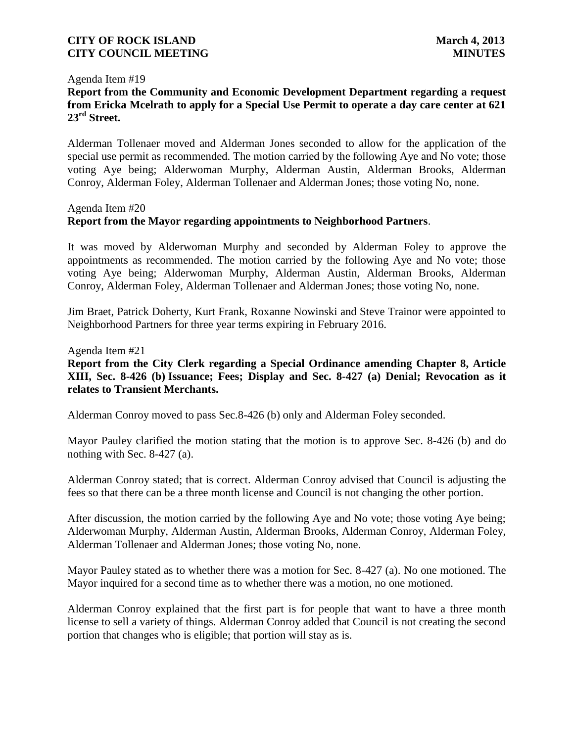Agenda Item #19

**Report from the Community and Economic Development Department regarding a request from Ericka Mcelrath to apply for a Special Use Permit to operate a day care center at 621 23rd Street.**

Alderman Tollenaer moved and Alderman Jones seconded to allow for the application of the special use permit as recommended. The motion carried by the following Aye and No vote; those voting Aye being; Alderwoman Murphy, Alderman Austin, Alderman Brooks, Alderman Conroy, Alderman Foley, Alderman Tollenaer and Alderman Jones; those voting No, none.

Agenda Item #20

**Report from the Mayor regarding appointments to Neighborhood Partners**.

It was moved by Alderwoman Murphy and seconded by Alderman Foley to approve the appointments as recommended. The motion carried by the following Aye and No vote; those voting Aye being; Alderwoman Murphy, Alderman Austin, Alderman Brooks, Alderman Conroy, Alderman Foley, Alderman Tollenaer and Alderman Jones; those voting No, none.

Jim Braet, Patrick Doherty, Kurt Frank, Roxanne Nowinski and Steve Trainor were appointed to Neighborhood Partners for three year terms expiring in February 2016.

Agenda Item #21

**Report from the City Clerk regarding a Special Ordinance amending Chapter 8, Article XIII, Sec. 8-426 (b) Issuance; Fees; Display and Sec. 8-427 (a) Denial; Revocation as it relates to Transient Merchants.**

Alderman Conroy moved to pass Sec.8-426 (b) only and Alderman Foley seconded.

Mayor Pauley clarified the motion stating that the motion is to approve Sec. 8-426 (b) and do nothing with Sec. 8-427 (a).

Alderman Conroy stated; that is correct. Alderman Conroy advised that Council is adjusting the fees so that there can be a three month license and Council is not changing the other portion.

After discussion, the motion carried by the following Aye and No vote; those voting Aye being; Alderwoman Murphy, Alderman Austin, Alderman Brooks, Alderman Conroy, Alderman Foley, Alderman Tollenaer and Alderman Jones; those voting No, none.

Mayor Pauley stated as to whether there was a motion for Sec. 8-427 (a). No one motioned. The Mayor inquired for a second time as to whether there was a motion, no one motioned.

Alderman Conroy explained that the first part is for people that want to have a three month license to sell a variety of things. Alderman Conroy added that Council is not creating the second portion that changes who is eligible; that portion will stay as is.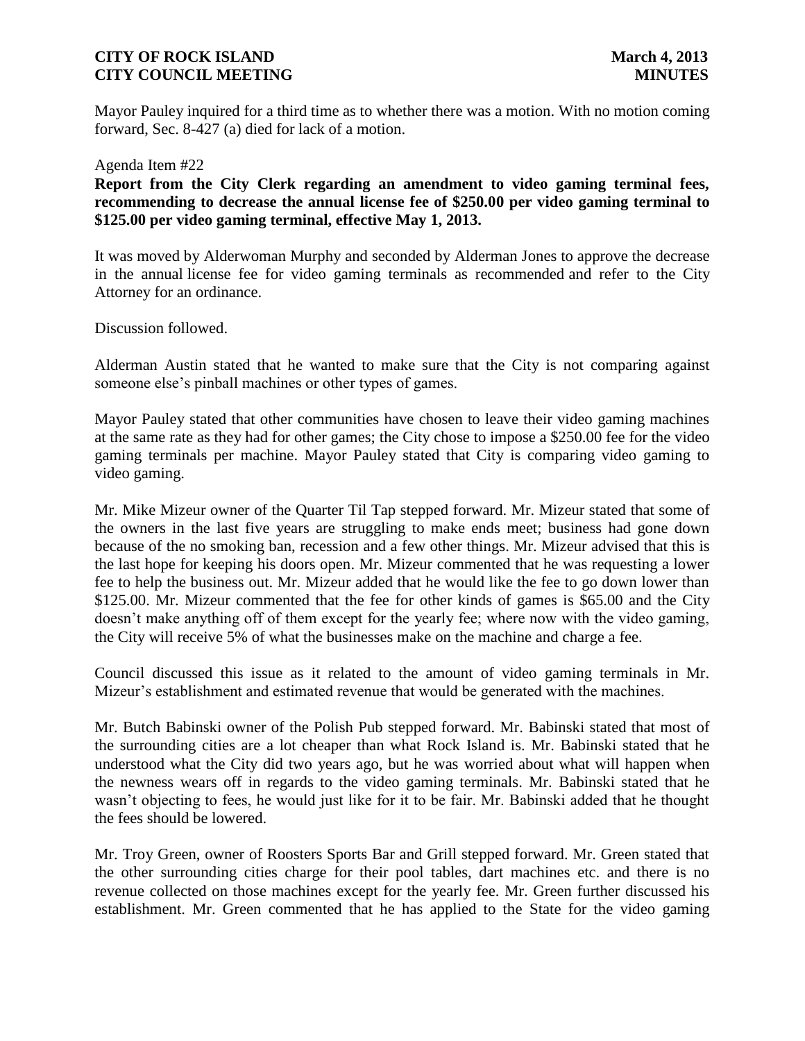Mayor Pauley inquired for a third time as to whether there was a motion. With no motion coming forward, Sec. 8-427 (a) died for lack of a motion.

Agenda Item #22

**Report from the City Clerk regarding an amendment to video gaming terminal fees, recommending to decrease the annual license fee of $250.00 per video gaming terminal to $125.00 per video gaming terminal, effective May 1, 2013.**

It was moved by Alderwoman Murphy and seconded by Alderman Jones to approve the decrease in the annual license fee for video gaming terminals as recommended and refer to the City Attorney for an ordinance.

Discussion followed.

Alderman Austin stated that he wanted to make sure that the City is not comparing against someone else's pinball machines or other types of games.

Mayor Pauley stated that other communities have chosen to leave their video gaming machines at the same rate as they had for other games; the City chose to impose a $250.00 fee for the video gaming terminals per machine. Mayor Pauley stated that City is comparing video gaming to video gaming.

Mr. Mike Mizeur owner of the Quarter Til Tap stepped forward. Mr. Mizeur stated that some of the owners in the last five years are struggling to make ends meet; business had gone down because of the no smoking ban, recession and a few other things. Mr. Mizeur advised that this is the last hope for keeping his doors open. Mr. Mizeur commented that he was requesting a lower fee to help the business out. Mr. Mizeur added that he would like the fee to go down lower than $125.00. Mr. Mizeur commented that the fee for other kinds of games is $65.00 and the City doesn't make anything off of them except for the yearly fee; where now with the video gaming, the City will receive 5% of what the businesses make on the machine and charge a fee.

Council discussed this issue as it related to the amount of video gaming terminals in Mr. Mizeur's establishment and estimated revenue that would be generated with the machines.

Mr. Butch Babinski owner of the Polish Pub stepped forward. Mr. Babinski stated that most of the surrounding cities are a lot cheaper than what Rock Island is. Mr. Babinski stated that he understood what the City did two years ago, but he was worried about what will happen when the newness wears off in regards to the video gaming terminals. Mr. Babinski stated that he wasn't objecting to fees, he would just like for it to be fair. Mr. Babinski added that he thought the fees should be lowered.

Mr. Troy Green, owner of Roosters Sports Bar and Grill stepped forward. Mr. Green stated that the other surrounding cities charge for their pool tables, dart machines etc. and there is no revenue collected on those machines except for the yearly fee. Mr. Green further discussed his establishment. Mr. Green commented that he has applied to the State for the video gaming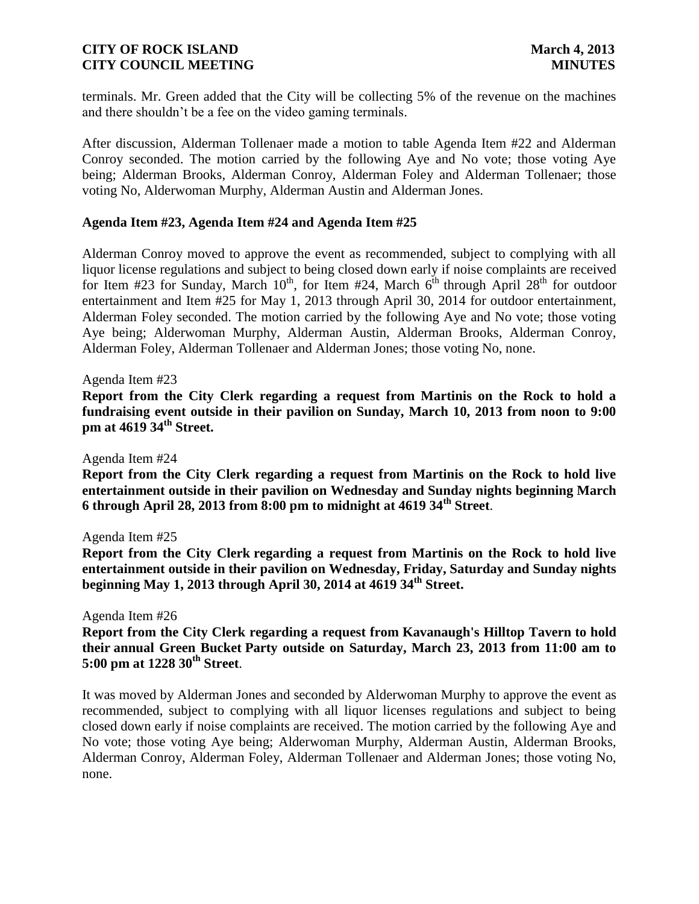terminals. Mr. Green added that the City will be collecting 5% of the revenue on the machines and there shouldn't be a fee on the video gaming terminals.

After discussion, Alderman Tollenaer made a motion to table Agenda Item #22 and Alderman Conroy seconded. The motion carried by the following Aye and No vote; those voting Aye being; Alderman Brooks, Alderman Conroy, Alderman Foley and Alderman Tollenaer; those voting No, Alderwoman Murphy, Alderman Austin and Alderman Jones.

**Agenda Item #23, Agenda Item #24 and Agenda Item #25**

Alderman Conroy moved to approve the event as recommended, subject to complying with all liquor license regulations and subject to being closed down early if noise complaints are received for Item #23 for Sunday, March 10th, for Item #24, March 6th through April 28th for outdoor entertainment and Item #25 for May 1, 2013 through April 30, 2014 for outdoor entertainment, Alderman Foley seconded. The motion carried by the following Aye and No vote; those voting Aye being; Alderwoman Murphy, Alderman Austin, Alderman Brooks, Alderman Conroy, Alderman Foley, Alderman Tollenaer and Alderman Jones; those voting No, none.

Agenda Item #23

**Report from the City Clerk regarding a request from Martinis on the Rock to hold a fundraising event outside in their pavilion on Sunday, March 10, 2013 from noon to 9:00 pm at 4619 34th Street.**

Agenda Item #24

**Report from the City Clerk regarding a request from Martinis on the Rock to hold live entertainment outside in their pavilion on Wednesday and Sunday nights beginning March 6 through April 28, 2013 from 8:00 pm to midnight at 4619 34th Street**.

Agenda Item #25

**Report from the City Clerk regarding a request from Martinis on the Rock to hold live entertainment outside in their pavilion on Wednesday, Friday, Saturday and Sunday nights beginning May 1, 2013 through April 30, 2014 at 4619 34th Street.**

Agenda Item #26

**Report from the City Clerk regarding a request from Kavanaugh's Hilltop Tavern to hold their annual Green Bucket Party outside on Saturday, March 23, 2013 from 11:00 am to 5:00 pm at 1228 30th Street**.

It was moved by Alderman Jones and seconded by Alderwoman Murphy to approve the event as recommended, subject to complying with all liquor licenses regulations and subject to being closed down early if noise complaints are received. The motion carried by the following Aye and No vote; those voting Aye being; Alderwoman Murphy, Alderman Austin, Alderman Brooks, Alderman Conroy, Alderman Foley, Alderman Tollenaer and Alderman Jones; those voting No, none.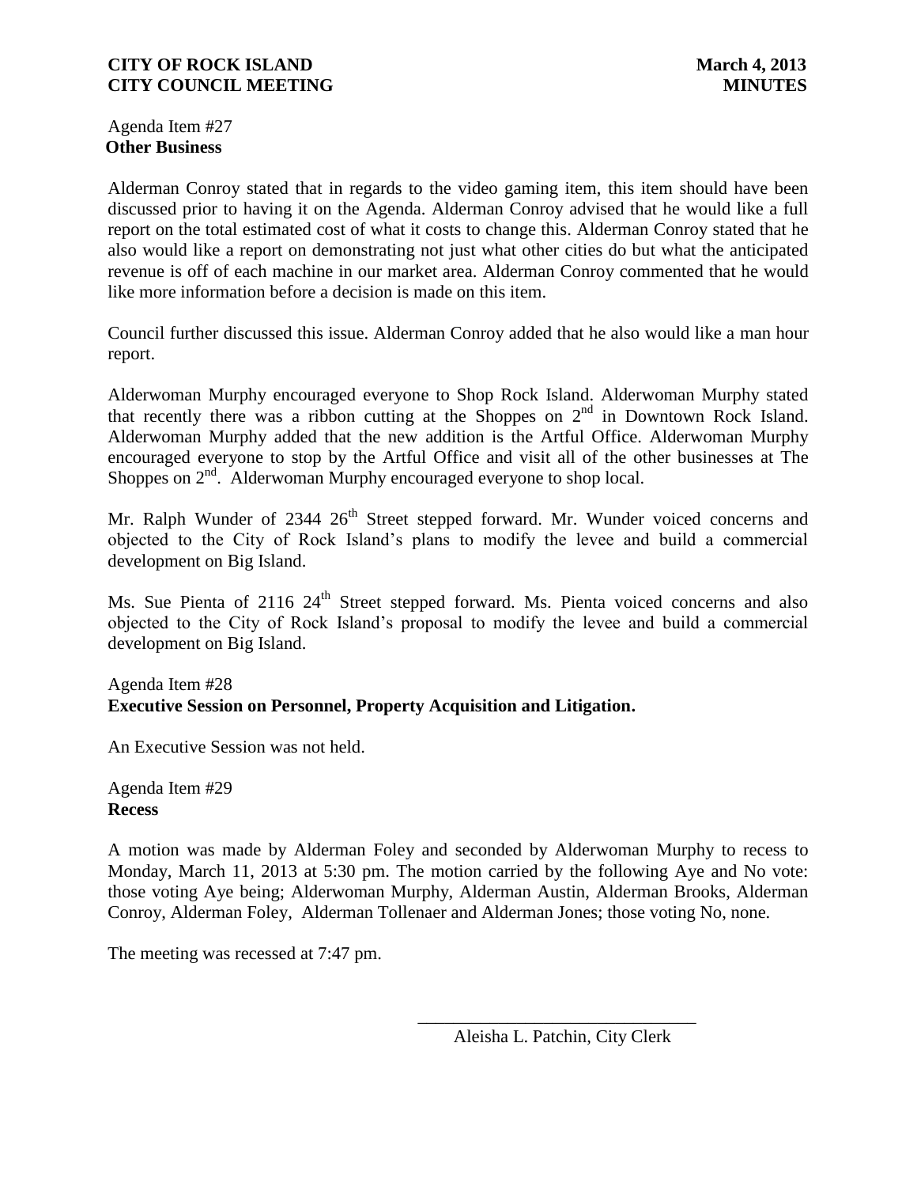Agenda Item #27
**Other Business**

Alderman Conroy stated that in regards to the video gaming item, this item should have been discussed prior to having it on the Agenda. Alderman Conroy advised that he would like a full report on the total estimated cost of what it costs to change this. Alderman Conroy stated that he also would like a report on demonstrating not just what other cities do but what the anticipated revenue is off of each machine in our market area. Alderman Conroy commented that he would like more information before a decision is made on this item.

Council further discussed this issue. Alderman Conroy added that he also would like a man hour report.

Alderwoman Murphy encouraged everyone to Shop Rock Island. Alderwoman Murphy stated that recently there was a ribbon cutting at the Shoppes on 2nd in Downtown Rock Island. Alderwoman Murphy added that the new addition is the Artful Office. Alderwoman Murphy encouraged everyone to stop by the Artful Office and visit all of the other businesses at The Shoppes on 2nd. Alderwoman Murphy encouraged everyone to shop local.

Mr. Ralph Wunder of 2344 26th Street stepped forward. Mr. Wunder voiced concerns and objected to the City of Rock Island's plans to modify the levee and build a commercial development on Big Island.

Ms. Sue Pienta of 2116 24th Street stepped forward. Ms. Pienta voiced concerns and also objected to the City of Rock Island's proposal to modify the levee and build a commercial development on Big Island.

Agenda Item #28
**Executive Session on Personnel, Property Acquisition and Litigation.**

An Executive Session was not held.

Agenda Item #29
**Recess**

A motion was made by Alderman Foley and seconded by Alderwoman Murphy to recess to Monday, March 11, 2013 at 5:30 pm. The motion carried by the following Aye and No vote: those voting Aye being; Alderwoman Murphy, Alderman Austin, Alderman Brooks, Alderman Conroy, Alderman Foley, Alderman Tollenaer and Alderman Jones; those voting No, none.

The meeting was recessed at 7:47 pm.

\_\_\_\_\_\_\_\_\_\_\_\_\_\_\_\_\_\_\_\_\_\_\_\_\_\_\_\_\_\_\_
Aleisha L. Patchin, City Clerk